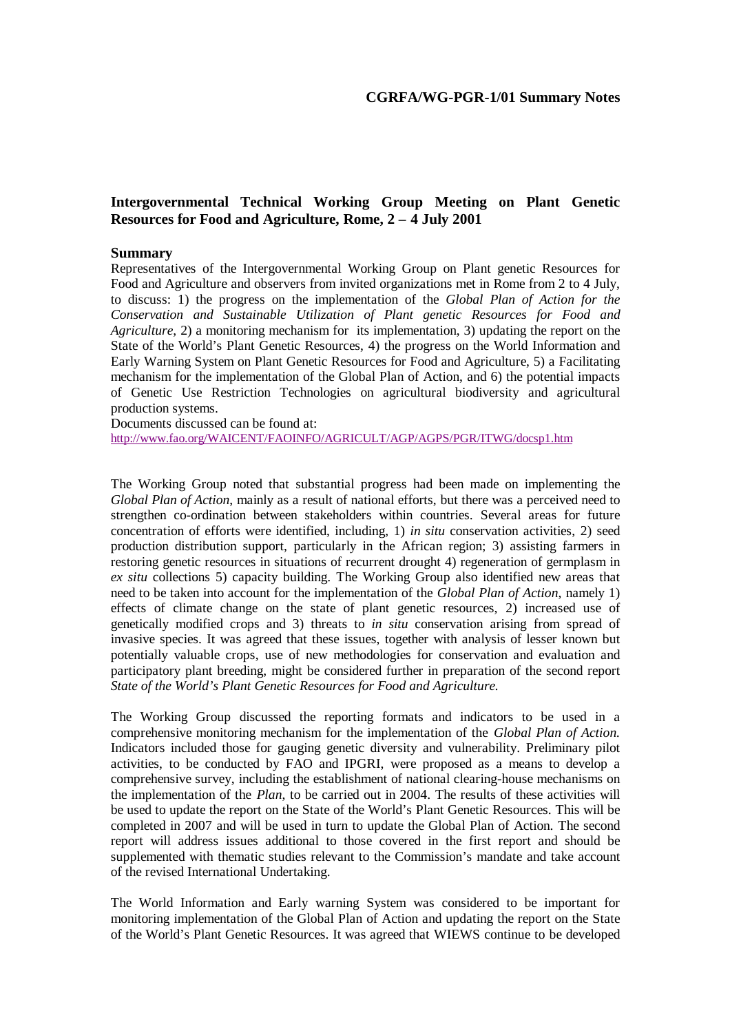**CGRFA/WG-PGR-1/01 Summary Notes**

## Intergovernmental Technical Working Group Meeting on Plant Genetic Resources for Food and Agriculture, Rome, 2 – 4 July 2001

### Summary

Representatives of the Intergovernmental Working Group on Plant genetic Resources for Food and Agriculture and observers from invited organizations met in Rome from 2 to 4 July, to discuss: 1) the progress on the implementation of the *Global Plan of Action for the Conservation and Sustainable Utilization of Plant genetic Resources for Food and Agriculture*, 2) a monitoring mechanism for its implementation, 3) updating the report on the State of the World's Plant Genetic Resources, 4) the progress on the World Information and Early Warning System on Plant Genetic Resources for Food and Agriculture, 5) a Facilitating mechanism for the implementation of the Global Plan of Action, and 6) the potential impacts of Genetic Use Restriction Technologies on agricultural biodiversity and agricultural production systems.

Documents discussed can be found at:
http://www.fao.org/WAICENT/FAOINFO/AGRICULT/AGP/AGPS/PGR/ITWG/docsp1.htm

The Working Group noted that substantial progress had been made on implementing the *Global Plan of Action*, mainly as a result of national efforts, but there was a perceived need to strengthen co-ordination between stakeholders within countries. Several areas for future concentration of efforts were identified, including, 1) *in situ* conservation activities, 2) seed production distribution support, particularly in the African region; 3) assisting farmers in restoring genetic resources in situations of recurrent drought 4) regeneration of germplasm in *ex situ* collections 5) capacity building. The Working Group also identified new areas that need to be taken into account for the implementation of the *Global Plan of Action*, namely 1) effects of climate change on the state of plant genetic resources, 2) increased use of genetically modified crops and 3) threats to *in situ* conservation arising from spread of invasive species. It was agreed that these issues, together with analysis of lesser known but potentially valuable crops, use of new methodologies for conservation and evaluation and participatory plant breeding, might be considered further in preparation of the second report *State of the World's Plant Genetic Resources for Food and Agriculture.*

The Working Group discussed the reporting formats and indicators to be used in a comprehensive monitoring mechanism for the implementation of the *Global Plan of Action.* Indicators included those for gauging genetic diversity and vulnerability. Preliminary pilot activities, to be conducted by FAO and IPGRI, were proposed as a means to develop a comprehensive survey, including the establishment of national clearing-house mechanisms on the implementation of the *Plan*, to be carried out in 2004. The results of these activities will be used to update the report on the State of the World's Plant Genetic Resources. This will be completed in 2007 and will be used in turn to update the Global Plan of Action. The second report will address issues additional to those covered in the first report and should be supplemented with thematic studies relevant to the Commission's mandate and take account of the revised International Undertaking.

The World Information and Early warning System was considered to be important for monitoring implementation of the Global Plan of Action and updating the report on the State of the World's Plant Genetic Resources. It was agreed that WIEWS continue to be developed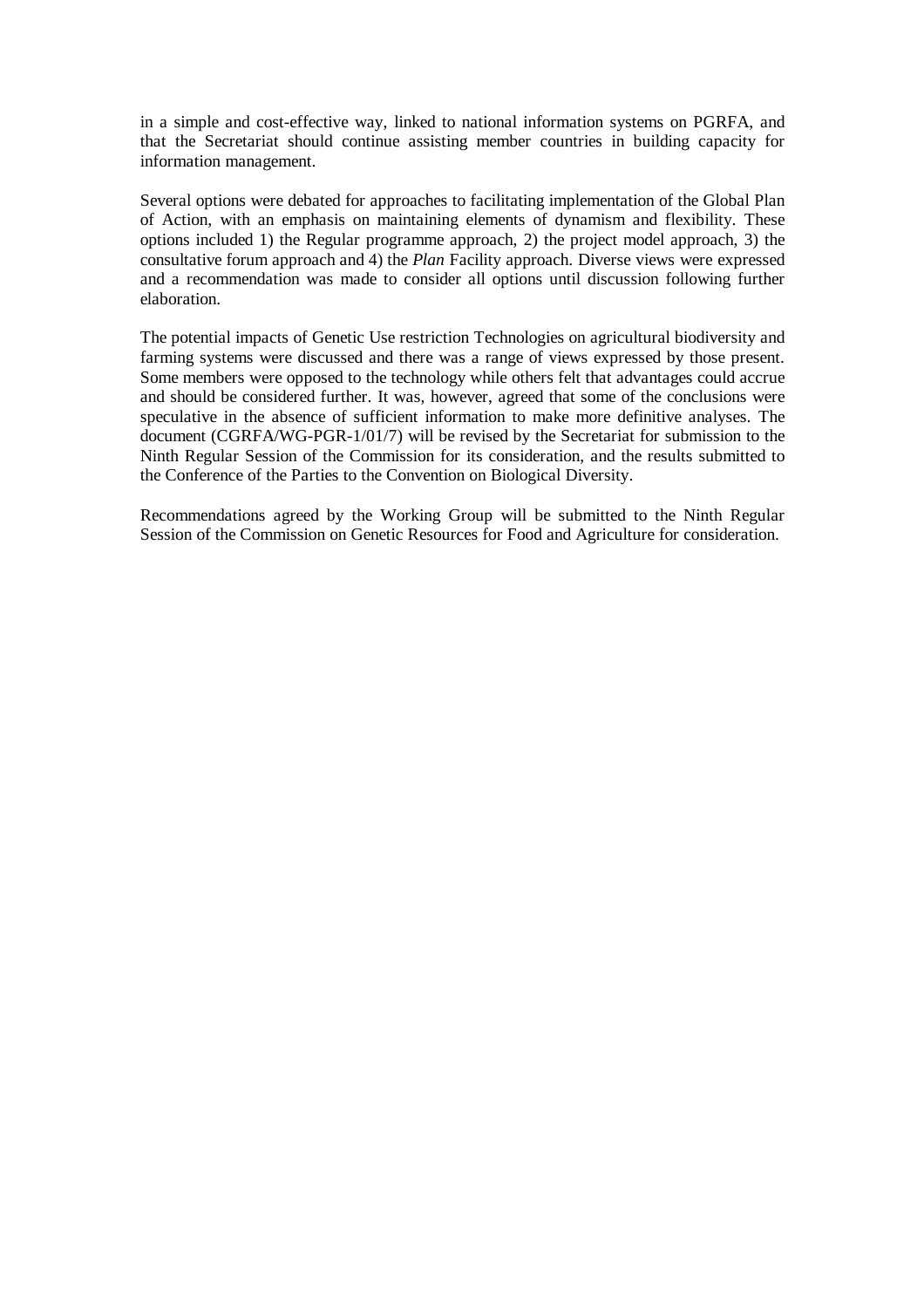in a simple and cost-effective way, linked to national information systems on PGRFA, and that the Secretariat should continue assisting member countries in building capacity for information management.

Several options were debated for approaches to facilitating implementation of the Global Plan of Action, with an emphasis on maintaining elements of dynamism and flexibility. These options included 1) the Regular programme approach, 2) the project model approach, 3) the consultative forum approach and 4) the *Plan* Facility approach. Diverse views were expressed and a recommendation was made to consider all options until discussion following further elaboration.

The potential impacts of Genetic Use restriction Technologies on agricultural biodiversity and farming systems were discussed and there was a range of views expressed by those present. Some members were opposed to the technology while others felt that advantages could accrue and should be considered further. It was, however, agreed that some of the conclusions were speculative in the absence of sufficient information to make more definitive analyses. The document (CGRFA/WG-PGR-1/01/7) will be revised by the Secretariat for submission to the Ninth Regular Session of the Commission for its consideration, and the results submitted to the Conference of the Parties to the Convention on Biological Diversity.

Recommendations agreed by the Working Group will be submitted to the Ninth Regular Session of the Commission on Genetic Resources for Food and Agriculture for consideration.